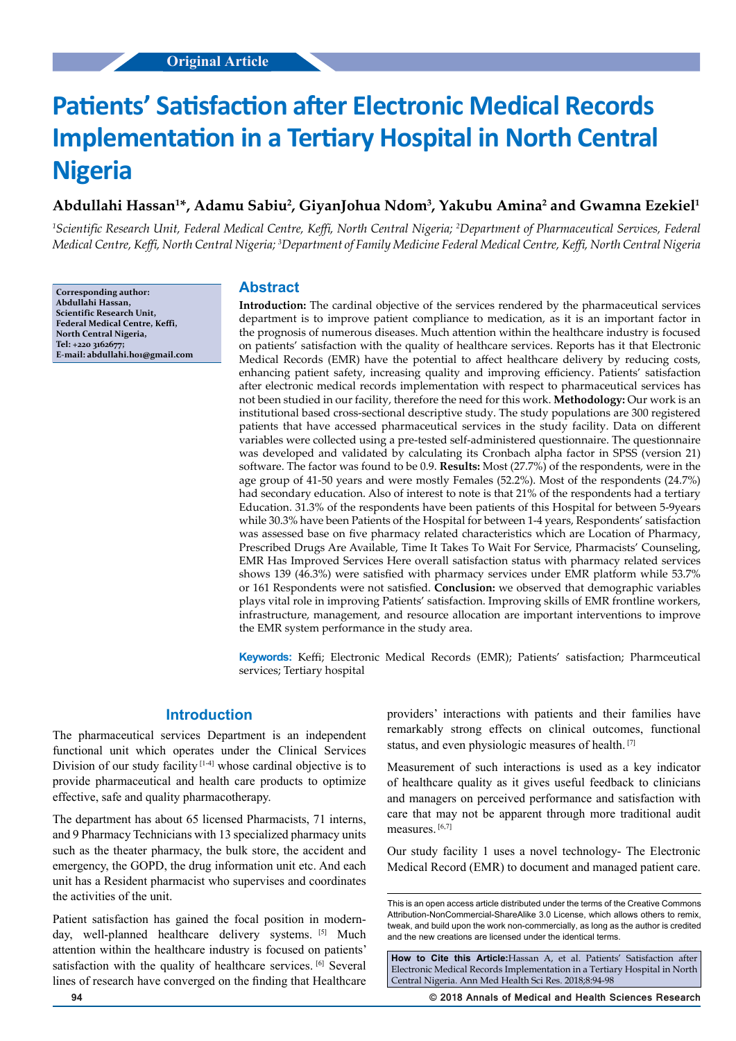Original Article

# Patients' Satisfaction after Electronic Medical Records Implementation in a Tertiary Hospital in North Central Nigeria

**Abdullahi Hassan[1]*, Adamu Sabiu[2], GiyanJohua Ndom[3], Yakubu Amina[2] and Gwamna Ezekiel[1]**

*[1]Scientific Research Unit, Federal Medical Centre, Keffi, North Central Nigeria; [2]Department of Pharmaceutical Services, Federal Medical Centre, Keffi, North Central Nigeria; [3]Department of Family Medicine Federal Medical Centre, Keffi, North Central Nigeria*

**Corresponding author: Abdullahi Hassan, Scientific Research Unit, Federal Medical Centre, Keffi, North Central Nigeria, Tel: +220 3162677; E-mail: abdullahi.h01@gmail.com**

## Abstract

**Introduction:** The cardinal objective of the services rendered by the pharmaceutical services department is to improve patient compliance to medication, as it is an important factor in the prognosis of numerous diseases. Much attention within the healthcare industry is focused on patients' satisfaction with the quality of healthcare services. Reports has it that Electronic Medical Records (EMR) have the potential to affect healthcare delivery by reducing costs, enhancing patient safety, increasing quality and improving efficiency. Patients' satisfaction after electronic medical records implementation with respect to pharmaceutical services has not been studied in our facility, therefore the need for this work. **Methodology:** Our work is an institutional based cross-sectional descriptive study. The study populations are 300 registered patients that have accessed pharmaceutical services in the study facility. Data on different variables were collected using a pre-tested self-administered questionnaire. The questionnaire was developed and validated by calculating its Cronbach alpha factor in SPSS (version 21) software. The factor was found to be 0.9. **Results:** Most (27.7%) of the respondents, were in the age group of 41-50 years and were mostly Females (52.2%). Most of the respondents (24.7%) had secondary education. Also of interest to note is that 21% of the respondents had a tertiary Education. 31.3% of the respondents have been patients of this Hospital for between 5-9years while 30.3% have been Patients of the Hospital for between 1-4 years, Respondents' satisfaction was assessed base on five pharmacy related characteristics which are Location of Pharmacy, Prescribed Drugs Are Available, Time It Takes To Wait For Service, Pharmacists' Counseling, EMR Has Improved Services Here overall satisfaction status with pharmacy related services shows 139 (46.3%) were satisfied with pharmacy services under EMR platform while 53.7% or 161 Respondents were not satisfied. **Conclusion:** we observed that demographic variables plays vital role in improving Patients' satisfaction. Improving skills of EMR frontline workers, infrastructure, management, and resource allocation are important interventions to improve the EMR system performance in the study area.

**Keywords:** Keffi; Electronic Medical Records (EMR); Patients' satisfaction; Pharmceutical services; Tertiary hospital

## Introduction

The pharmaceutical services Department is an independent functional unit which operates under the Clinical Services Division of our study facility [1-4] whose cardinal objective is to provide pharmaceutical and health care products to optimize effective, safe and quality pharmacotherapy.

The department has about 65 licensed Pharmacists, 71 interns, and 9 Pharmacy Technicians with 13 specialized pharmacy units such as the theater pharmacy, the bulk store, the accident and emergency, the GOPD, the drug information unit etc. And each unit has a Resident pharmacist who supervises and coordinates the activities of the unit.

Patient satisfaction has gained the focal position in modern-day, well-planned healthcare delivery systems. [5] Much attention within the healthcare industry is focused on patients' satisfaction with the quality of healthcare services. [6] Several lines of research have converged on the finding that Healthcare providers' interactions with patients and their families have remarkably strong effects on clinical outcomes, functional status, and even physiologic measures of health. [7]

Measurement of such interactions is used as a key indicator of healthcare quality as it gives useful feedback to clinicians and managers on perceived performance and satisfaction with care that may not be apparent through more traditional audit measures. [6,7]

Our study facility 1 uses a novel technology- The Electronic Medical Record (EMR) to document and managed patient care.

This is an open access article distributed under the terms of the Creative Commons Attribution-NonCommercial-ShareAlike 3.0 License, which allows others to remix, tweak, and build upon the work non-commercially, as long as the author is credited and the new creations are licensed under the identical terms.

**How to Cite this Article:** Hassan A, et al. Patients' Satisfaction after Electronic Medical Records Implementation in a Tertiary Hospital in North Central Nigeria. Ann Med Health Sci Res. 2018;8:94-98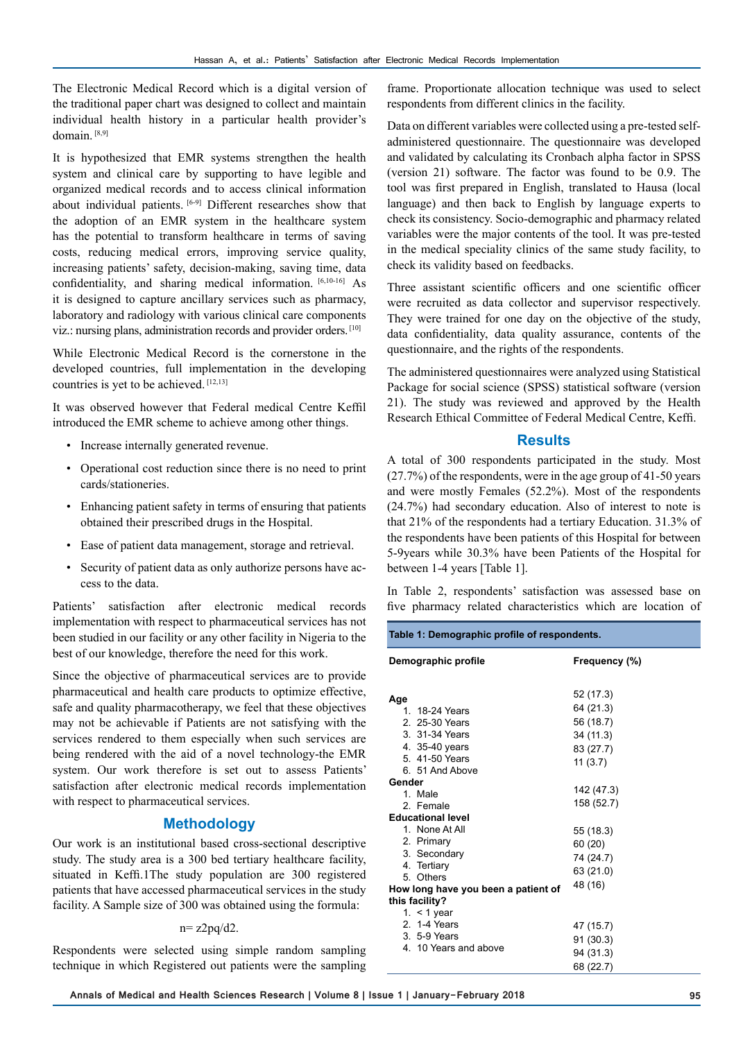The Electronic Medical Record which is a digital version of the traditional paper chart was designed to collect and maintain individual health history in a particular health provider's domain. [8,9]

It is hypothesized that EMR systems strengthen the health system and clinical care by supporting to have legible and organized medical records and to access clinical information about individual patients. [6-9] Different researches show that the adoption of an EMR system in the healthcare system has the potential to transform healthcare in terms of saving costs, reducing medical errors, improving service quality, increasing patients' safety, decision-making, saving time, data confidentiality, and sharing medical information. [6,10-16] As it is designed to capture ancillary services such as pharmacy, laboratory and radiology with various clinical care components viz.: nursing plans, administration records and provider orders. [10]

While Electronic Medical Record is the cornerstone in the developed countries, full implementation in the developing countries is yet to be achieved. [12,13]

It was observed however that Federal medical Centre Keffil introduced the EMR scheme to achieve among other things.

- Increase internally generated revenue.
- Operational cost reduction since there is no need to print cards/stationeries.
- Enhancing patient safety in terms of ensuring that patients obtained their prescribed drugs in the Hospital.
- Ease of patient data management, storage and retrieval.
- Security of patient data as only authorize persons have access to the data.

Patients' satisfaction after electronic medical records implementation with respect to pharmaceutical services has not been studied in our facility or any other facility in Nigeria to the best of our knowledge, therefore the need for this work.

Since the objective of pharmaceutical services are to provide pharmaceutical and health care products to optimize effective, safe and quality pharmacotherapy, we feel that these objectives may not be achievable if Patients are not satisfying with the services rendered to them especially when such services are being rendered with the aid of a novel technology-the EMR system. Our work therefore is set out to assess Patients' satisfaction after electronic medical records implementation with respect to pharmaceutical services.

## Methodology

Our work is an institutional based cross-sectional descriptive study. The study area is a 300 bed tertiary healthcare facility, situated in Keffi.1The study population are 300 registered patients that have accessed pharmaceutical services in the study facility. A Sample size of 300 was obtained using the formula:

$$n = z^2pq/d^2.$$

Respondents were selected using simple random sampling technique in which Registered out patients were the sampling frame. Proportionate allocation technique was used to select respondents from different clinics in the facility.

Data on different variables were collected using a pre-tested self-administered questionnaire. The questionnaire was developed and validated by calculating its Cronbach alpha factor in SPSS (version 21) software. The factor was found to be 0.9. The tool was first prepared in English, translated to Hausa (local language) and then back to English by language experts to check its consistency. Socio-demographic and pharmacy related variables were the major contents of the tool. It was pre-tested in the medical speciality clinics of the same study facility, to check its validity based on feedbacks.

Three assistant scientific officers and one scientific officer were recruited as data collector and supervisor respectively. They were trained for one day on the objective of the study, data confidentiality, data quality assurance, contents of the questionnaire, and the rights of the respondents.

The administered questionnaires were analyzed using Statistical Package for social science (SPSS) statistical software (version 21). The study was reviewed and approved by the Health Research Ethical Committee of Federal Medical Centre, Keffi.

## Results

A total of 300 respondents participated in the study. Most (27.7%) of the respondents, were in the age group of 41-50 years and were mostly Females (52.2%). Most of the respondents (24.7%) had secondary education. Also of interest to note is that 21% of the respondents had a tertiary Education. 31.3% of the respondents have been patients of this Hospital for between 5-9years while 30.3% have been Patients of the Hospital for between 1-4 years [Table 1].

In Table 2, respondents' satisfaction was assessed base on five pharmacy related characteristics which are location of

**Table 1: Demographic profile of respondents.**

| Demographic profile | Frequency (%) |
|---|---|
| **Age** | |
| 1. 18-24 Years | 52 (17.3) |
| 2. 25-30 Years | 64 (21.3) |
| 3. 31-34 Years | 56 (18.7) |
| 4. 35-40 years | 34 (11.3) |
| 5. 41-50 Years | 83 (27.7) |
| 6. 51 And Above | 11 (3.7) |
| **Gender** | |
| 1. Male | 142 (47.3) |
| 2. Female | 158 (52.7) |
| **Educational level** | |
| 1. None At All | 55 (18.3) |
| 2. Primary | 60 (20) |
| 3. Secondary | 74 (24.7) |
| 4. Tertiary | 63 (21.0) |
| 5. Others | 48 (16) |
| **How long have you been a patient of this facility?** | |
| 1. < 1 year | 47 (15.7) |
| 2. 1-4 Years | 91 (30.3) |
| 3. 5-9 Years | 94 (31.3) |
| 4. 10 Years and above | 68 (22.7) |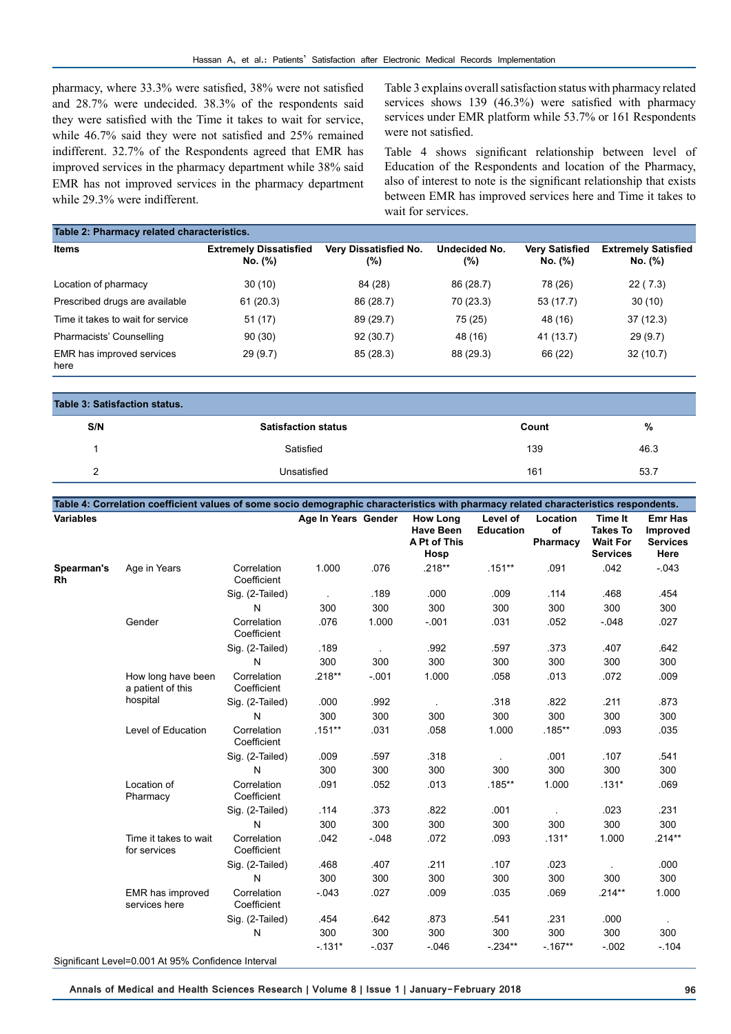pharmacy, where 33.3% were satisfied, 38% were not satisfied and 28.7% were undecided. 38.3% of the respondents said they were satisfied with the Time it takes to wait for service, while 46.7% said they were not satisfied and 25% remained indifferent. 32.7% of the Respondents agreed that EMR has improved services in the pharmacy department while 38% said EMR has not improved services in the pharmacy department while 29.3% were indifferent.

Table 3 explains overall satisfaction status with pharmacy related services shows 139 (46.3%) were satisfied with pharmacy services under EMR platform while 53.7% or 161 Respondents were not satisfied.

Table 4 shows significant relationship between level of Education of the Respondents and location of the Pharmacy, also of interest to note is the significant relationship that exists between EMR has improved services here and Time it takes to wait for services.

**Table 2: Pharmacy related characteristics.**

| Items | Extremely Dissatisfied No. (%) | Very Dissatisfied No. (%) | Undecided No. (%) | Very Satisfied No. (%) | Extremely Satisfied No. (%) |
|---|---|---|---|---|---|
| Location of pharmacy | 30 (10) | 84 (28) | 86 (28.7) | 78 (26) | 22 ( 7.3) |
| Prescribed drugs are available | 61 (20.3) | 86 (28.7) | 70 (23.3) | 53 (17.7) | 30 (10) |
| Time it takes to wait for service | 51 (17) | 89 (29.7) | 75 (25) | 48 (16) | 37 (12.3) |
| Pharmacists' Counselling | 90 (30) | 92 (30.7) | 48 (16) | 41 (13.7) | 29 (9.7) |
| EMR has improved services here | 29 (9.7) | 85 (28.3) | 88 (29.3) | 66 (22) | 32 (10.7) |

**Table 3: Satisfaction status.**

| S/N | Satisfaction status | Count | % |
|---|---|---|---|
| 1 | Satisfied | 139 | 46.3 |
| 2 | Unsatisfied | 161 | 53.7 |

**Table 4: Correlation coefficient values of some socio demographic characteristics with pharmacy related characteristics respondents.**

| Variables | | | Age In Years | Gender | How Long Have Been A Pt of This Hosp | Level of Education | Location of Pharmacy | Time It Takes To Wait For Services | Emr Has Improved Services Here |
|---|---|---|---|---|---|---|---|---|---|
| Spearman's Rh | Age in Years | Correlation Coefficient | 1.000 | .076 | .218** | .151** | .091 | .042 | -.043 |
| | | Sig. (2-Tailed) | . | .189 | .000 | .009 | .114 | .468 | .454 |
| | | N | 300 | 300 | 300 | 300 | 300 | 300 | 300 |
| | Gender | Correlation Coefficient | .076 | 1.000 | -.001 | .031 | .052 | -.048 | .027 |
| | | Sig. (2-Tailed) | .189 | . | .992 | .597 | .373 | .407 | .642 |
| | | N | 300 | 300 | 300 | 300 | 300 | 300 | 300 |
| | How long have been a patient of this hospital | Correlation Coefficient | .218** | -.001 | 1.000 | .058 | .013 | .072 | .009 |
| | | Sig. (2-Tailed) | .000 | .992 | . | .318 | .822 | .211 | .873 |
| | | N | 300 | 300 | 300 | 300 | 300 | 300 | 300 |
| | Level of Education | Correlation Coefficient | .151** | .031 | .058 | 1.000 | .185** | .093 | .035 |
| | | Sig. (2-Tailed) | .009 | .597 | .318 | . | .001 | .107 | .541 |
| | | N | 300 | 300 | 300 | 300 | 300 | 300 | 300 |
| | Location of Pharmacy | Correlation Coefficient | .091 | .052 | .013 | .185** | 1.000 | .131* | .069 |
| | | Sig. (2-Tailed) | .114 | .373 | .822 | .001 | . | .023 | .231 |
| | | N | 300 | 300 | 300 | 300 | 300 | 300 | 300 |
| | Time it takes to wait for services | Correlation Coefficient | .042 | -.048 | .072 | .093 | .131* | 1.000 | .214** |
| | | Sig. (2-Tailed) | .468 | .407 | .211 | .107 | .023 | . | .000 |
| | | N | 300 | 300 | 300 | 300 | 300 | 300 | 300 |
| | EMR has improved services here | Correlation Coefficient | -.043 | .027 | .009 | .035 | .069 | .214** | 1.000 |
| | | Sig. (2-Tailed) | .454 | .642 | .873 | .541 | .231 | .000 | . |
| | | N | 300 | 300 | 300 | 300 | 300 | 300 | 300 |
| | | | -.131* | -.037 | -.046 | -.234** | -.167** | -.002 | -.104 |

Significant Level=0.001 At 95% Confidence Interval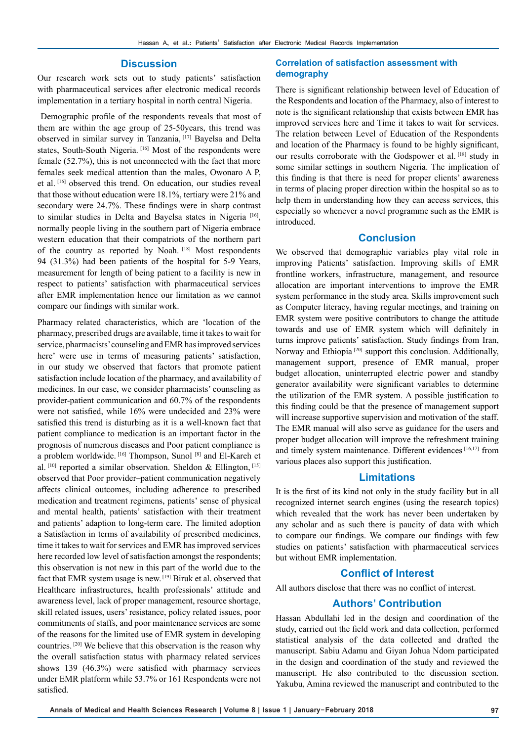## Discussion

Our research work sets out to study patients' satisfaction with pharmaceutical services after electronic medical records implementation in a tertiary hospital in north central Nigeria.

Demographic profile of the respondents reveals that most of them are within the age group of 25-50years, this trend was observed in similar survey in Tanzania, [17] Bayelsa and Delta states, South-South Nigeria. [16] Most of the respondents were female (52.7%), this is not unconnected with the fact that more females seek medical attention than the males, Owonaro A P, et al. [16] observed this trend. On education, our studies reveal that those without education were 18.1%, tertiary were 21% and secondary were 24.7%. These findings were in sharp contrast to similar studies in Delta and Bayelsa states in Nigeria [16], normally people living in the southern part of Nigeria embrace western education that their compatriots of the northern part of the country as reported by Noah. [18] Most respondents 94 (31.3%) had been patients of the hospital for 5-9 Years, measurement for length of being patient to a facility is new in respect to patients' satisfaction with pharmaceutical services after EMR implementation hence our limitation as we cannot compare our findings with similar work.

Pharmacy related characteristics, which are 'location of the pharmacy, prescribed drugs are available, time it takes to wait for service, pharmacists' counseling and EMR has improved services here' were use in terms of measuring patients' satisfaction, in our study we observed that factors that promote patient satisfaction include location of the pharmacy, and availability of medicines. In our case, we consider pharmacists' counseling as provider-patient communication and 60.7% of the respondents were not satisfied, while 16% were undecided and 23% were satisfied this trend is disturbing as it is a well-known fact that patient compliance to medication is an important factor in the prognosis of numerous diseases and Poor patient compliance is a problem worldwide. [16] Thompson, Sunol [8] and El-Kareh et al. [10] reported a similar observation. Sheldon & Ellington, [15] observed that Poor provider–patient communication negatively affects clinical outcomes, including adherence to prescribed medication and treatment regimens, patients' sense of physical and mental health, patients' satisfaction with their treatment and patients' adaption to long-term care. The limited adoption a Satisfaction in terms of availability of prescribed medicines, time it takes to wait for services and EMR has improved services here recorded low level of satisfaction amongst the respondents; this observation is not new in this part of the world due to the fact that EMR system usage is new. [19] Biruk et al. observed that Healthcare infrastructures, health professionals' attitude and awareness level, lack of proper management, resource shortage, skill related issues, users' resistance, policy related issues, poor commitments of staffs, and poor maintenance services are some of the reasons for the limited use of EMR system in developing countries. [20] We believe that this observation is the reason why the overall satisfaction status with pharmacy related services shows 139 (46.3%) were satisfied with pharmacy services under EMR platform while 53.7% or 161 Respondents were not satisfied.

### Correlation of satisfaction assessment with demography

There is significant relationship between level of Education of the Respondents and location of the Pharmacy, also of interest to note is the significant relationship that exists between EMR has improved services here and Time it takes to wait for services. The relation between Level of Education of the Respondents and location of the Pharmacy is found to be highly significant, our results corroborate with the Godspower et al. [18] study in some similar settings in southern Nigeria. The implication of this finding is that there is need for proper clients' awareness in terms of placing proper direction within the hospital so as to help them in understanding how they can access services, this especially so whenever a novel programme such as the EMR is introduced.

## Conclusion

We observed that demographic variables play vital role in improving Patients' satisfaction. Improving skills of EMR frontline workers, infrastructure, management, and resource allocation are important interventions to improve the EMR system performance in the study area. Skills improvement such as Computer literacy, having regular meetings, and training on EMR system were positive contributors to change the attitude towards and use of EMR system which will definitely in turns improve patients' satisfaction. Study findings from Iran, Norway and Ethiopia [20] support this conclusion. Additionally, management support, presence of EMR manual, proper budget allocation, uninterrupted electric power and standby generator availability were significant variables to determine the utilization of the EMR system. A possible justification to this finding could be that the presence of management support will increase supportive supervision and motivation of the staff. The EMR manual will also serve as guidance for the users and proper budget allocation will improve the refreshment training and timely system maintenance. Different evidences [16,17] from various places also support this justification.

## Limitations

It is the first of its kind not only in the study facility but in all recognized internet search engines (using the research topics) which revealed that the work has never been undertaken by any scholar and as such there is paucity of data with which to compare our findings. We compare our findings with few studies on patients' satisfaction with pharmaceutical services but without EMR implementation.

## Conflict of Interest

All authors disclose that there was no conflict of interest.

## Authors' Contribution

Hassan Abdullahi led in the design and coordination of the study, carried out the field work and data collection, performed statistical analysis of the data collected and drafted the manuscript. Sabiu Adamu and Giyan Johua Ndom participated in the design and coordination of the study and reviewed the manuscript. He also contributed to the discussion section. Yakubu, Amina reviewed the manuscript and contributed to the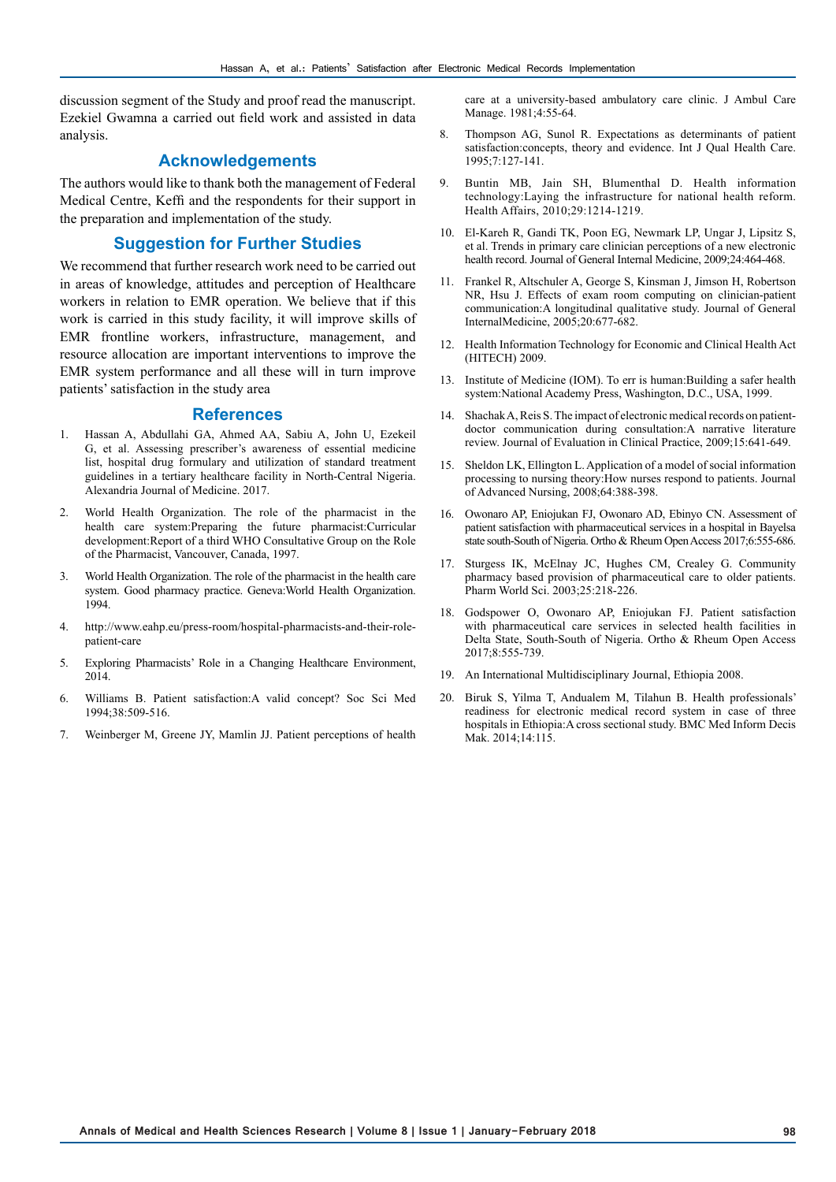discussion segment of the Study and proof read the manuscript. Ezekiel Gwamna a carried out field work and assisted in data analysis.

## Acknowledgements

The authors would like to thank both the management of Federal Medical Centre, Keffi and the respondents for their support in the preparation and implementation of the study.

## Suggestion for Further Studies

We recommend that further research work need to be carried out in areas of knowledge, attitudes and perception of Healthcare workers in relation to EMR operation. We believe that if this work is carried in this study facility, it will improve skills of EMR frontline workers, infrastructure, management, and resource allocation are important interventions to improve the EMR system performance and all these will in turn improve patients' satisfaction in the study area

## References

1. Hassan A, Abdullahi GA, Ahmed AA, Sabiu A, John U, Ezekeil G, et al. Assessing prescriber's awareness of essential medicine list, hospital drug formulary and utilization of standard treatment guidelines in a tertiary healthcare facility in North-Central Nigeria. Alexandria Journal of Medicine. 2017.
2. World Health Organization. The role of the pharmacist in the health care system:Preparing the future pharmacist:Curricular development:Report of a third WHO Consultative Group on the Role of the Pharmacist, Vancouver, Canada, 1997.
3. World Health Organization. The role of the pharmacist in the health care system. Good pharmacy practice. Geneva:World Health Organization. 1994.
4. http://www.eahp.eu/press-room/hospital-pharmacists-and-their-role-patient-care
5. Exploring Pharmacists' Role in a Changing Healthcare Environment, 2014.
6. Williams B. Patient satisfaction:A valid concept? Soc Sci Med 1994;38:509-516.
7. Weinberger M, Greene JY, Mamlin JJ. Patient perceptions of health care at a university-based ambulatory care clinic. J Ambul Care Manage. 1981;4:55-64.
8. Thompson AG, Sunol R. Expectations as determinants of patient satisfaction:concepts, theory and evidence. Int J Qual Health Care. 1995;7:127-141.
9. Buntin MB, Jain SH, Blumenthal D. Health information technology:Laying the infrastructure for national health reform. Health Affairs, 2010;29:1214-1219.
10. El-Kareh R, Gandi TK, Poon EG, Newmark LP, Ungar J, Lipsitz S, et al. Trends in primary care clinician perceptions of a new electronic health record. Journal of General Internal Medicine, 2009;24:464-468.
11. Frankel R, Altschuler A, George S, Kinsman J, Jimson H, Robertson NR, Hsu J. Effects of exam room computing on clinician-patient communication:A longitudinal qualitative study. Journal of General InternalMedicine, 2005;20:677-682.
12. Health Information Technology for Economic and Clinical Health Act (HITECH) 2009.
13. Institute of Medicine (IOM). To err is human:Building a safer health system:National Academy Press, Washington, D.C., USA, 1999.
14. Shachak A, Reis S. The impact of electronic medical records on patient-doctor communication during consultation:A narrative literature review. Journal of Evaluation in Clinical Practice, 2009;15:641-649.
15. Sheldon LK, Ellington L. Application of a model of social information processing to nursing theory:How nurses respond to patients. Journal of Advanced Nursing, 2008;64:388-398.
16. Owonaro AP, Eniojukan FJ, Owonaro AD, Ebinyo CN. Assessment of patient satisfaction with pharmaceutical services in a hospital in Bayelsa state south-South of Nigeria. Ortho & Rheum Open Access 2017;6:555-686.
17. Sturgess IK, McElnay JC, Hughes CM, Crealey G. Community pharmacy based provision of pharmaceutical care to older patients. Pharm World Sci. 2003;25:218-226.
18. Godspower O, Owonaro AP, Eniojukan FJ. Patient satisfaction with pharmaceutical care services in selected health facilities in Delta State, South-South of Nigeria. Ortho & Rheum Open Access 2017;8:555-739.
19. An International Multidisciplinary Journal, Ethiopia 2008.
20. Biruk S, Yilma T, Andualem M, Tilahun B. Health professionals' readiness for electronic medical record system in case of three hospitals in Ethiopia:A cross sectional study. BMC Med Inform Decis Mak. 2014;14:115.